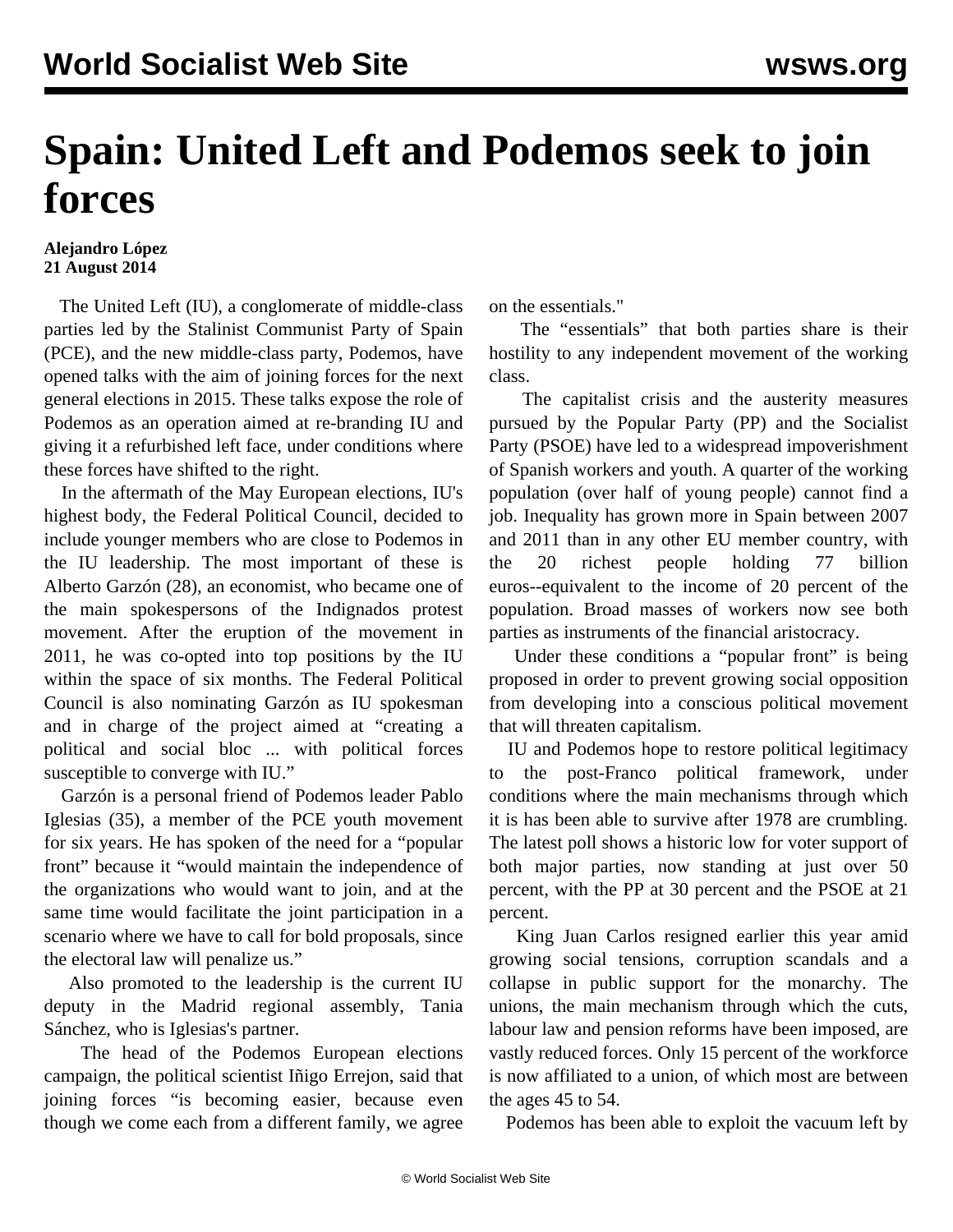# Spain: United Left and Podemos seek to join forces

**Alejandro López**
**21 August 2014**

The United Left (IU), a conglomerate of middle-class parties led by the Stalinist Communist Party of Spain (PCE), and the new middle-class party, Podemos, have opened talks with the aim of joining forces for the next general elections in 2015. These talks expose the role of Podemos as an operation aimed at re-branding IU and giving it a refurbished left face, under conditions where these forces have shifted to the right.

In the aftermath of the May European elections, IU's highest body, the Federal Political Council, decided to include younger members who are close to Podemos in the IU leadership. The most important of these is Alberto Garzón (28), an economist, who became one of the main spokespersons of the Indignados protest movement. After the eruption of the movement in 2011, he was co-opted into top positions by the IU within the space of six months. The Federal Political Council is also nominating Garzón as IU spokesman and in charge of the project aimed at "creating a political and social bloc ... with political forces susceptible to converge with IU."

Garzón is a personal friend of Podemos leader Pablo Iglesias (35), a member of the PCE youth movement for six years. He has spoken of the need for a "popular front" because it "would maintain the independence of the organizations who would want to join, and at the same time would facilitate the joint participation in a scenario where we have to call for bold proposals, since the electoral law will penalize us."

Also promoted to the leadership is the current IU deputy in the Madrid regional assembly, Tania Sánchez, who is Iglesias's partner.

The head of the Podemos European elections campaign, the political scientist Iñigo Errejon, said that joining forces "is becoming easier, because even though we come each from a different family, we agree on the essentials."

The "essentials" that both parties share is their hostility to any independent movement of the working class.

The capitalist crisis and the austerity measures pursued by the Popular Party (PP) and the Socialist Party (PSOE) have led to a widespread impoverishment of Spanish workers and youth. A quarter of the working population (over half of young people) cannot find a job. Inequality has grown more in Spain between 2007 and 2011 than in any other EU member country, with the 20 richest people holding 77 billion euros--equivalent to the income of 20 percent of the population. Broad masses of workers now see both parties as instruments of the financial aristocracy.

Under these conditions a "popular front" is being proposed in order to prevent growing social opposition from developing into a conscious political movement that will threaten capitalism.

IU and Podemos hope to restore political legitimacy to the post-Franco political framework, under conditions where the main mechanisms through which it is has been able to survive after 1978 are crumbling. The latest poll shows a historic low for voter support of both major parties, now standing at just over 50 percent, with the PP at 30 percent and the PSOE at 21 percent.

King Juan Carlos resigned earlier this year amid growing social tensions, corruption scandals and a collapse in public support for the monarchy. The unions, the main mechanism through which the cuts, labour law and pension reforms have been imposed, are vastly reduced forces. Only 15 percent of the workforce is now affiliated to a union, of which most are between the ages 45 to 54.

Podemos has been able to exploit the vacuum left by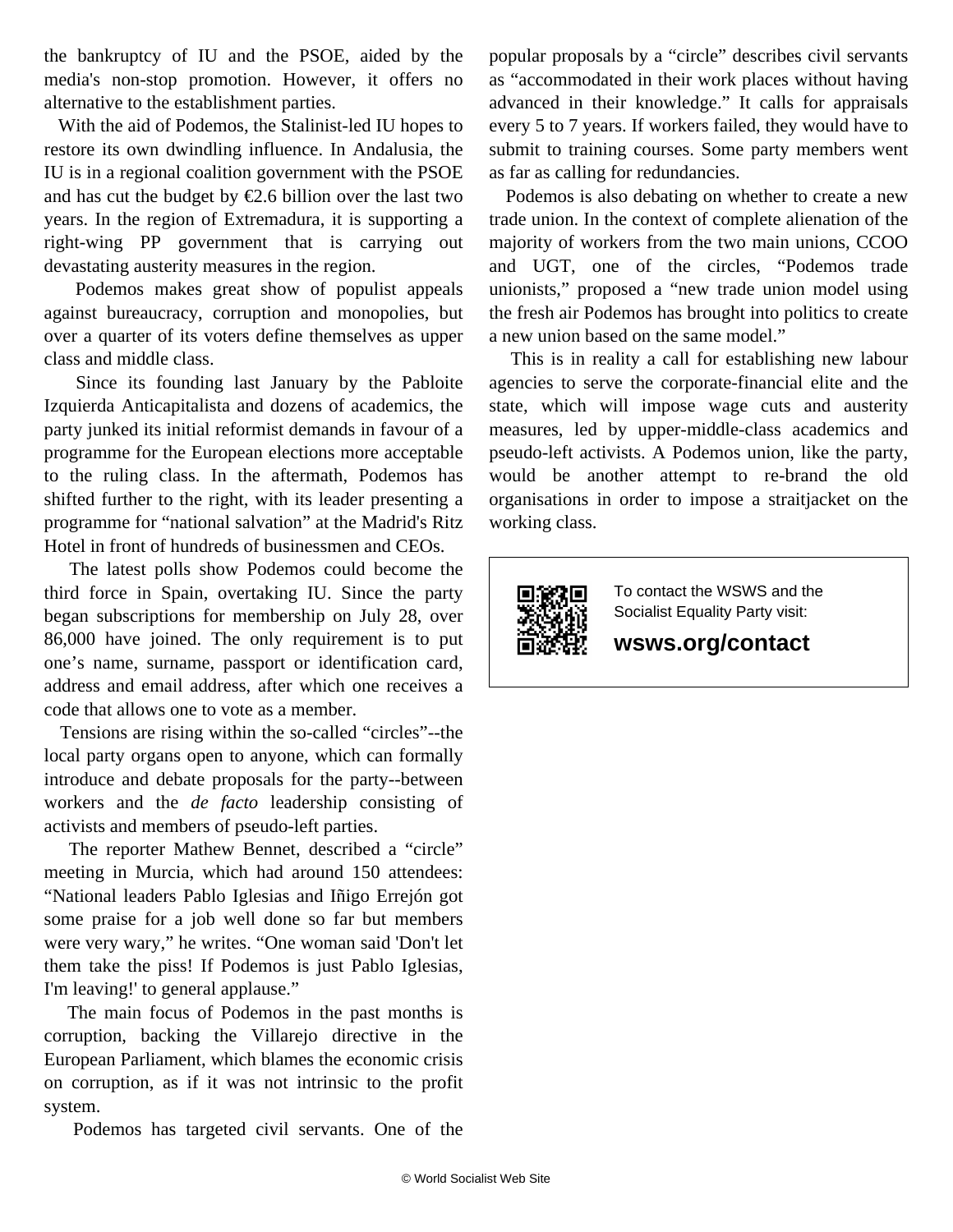the bankruptcy of IU and the PSOE, aided by the media's non-stop promotion. However, it offers no alternative to the establishment parties.

With the aid of Podemos, the Stalinist-led IU hopes to restore its own dwindling influence. In Andalusia, the IU is in a regional coalition government with the PSOE and has cut the budget by €2.6 billion over the last two years. In the region of Extremadura, it is supporting a right-wing PP government that is carrying out devastating austerity measures in the region.

Podemos makes great show of populist appeals against bureaucracy, corruption and monopolies, but over a quarter of its voters define themselves as upper class and middle class.

Since its founding last January by the Pabloite Izquierda Anticapitalista and dozens of academics, the party junked its initial reformist demands in favour of a programme for the European elections more acceptable to the ruling class. In the aftermath, Podemos has shifted further to the right, with its leader presenting a programme for "national salvation" at the Madrid's Ritz Hotel in front of hundreds of businessmen and CEOs.

The latest polls show Podemos could become the third force in Spain, overtaking IU. Since the party began subscriptions for membership on July 28, over 86,000 have joined. The only requirement is to put one's name, surname, passport or identification card, address and email address, after which one receives a code that allows one to vote as a member.

Tensions are rising within the so-called "circles"--the local party organs open to anyone, which can formally introduce and debate proposals for the party--between workers and the *de facto* leadership consisting of activists and members of pseudo-left parties.

The reporter Mathew Bennet, described a "circle" meeting in Murcia, which had around 150 attendees: "National leaders Pablo Iglesias and Iñigo Errejón got some praise for a job well done so far but members were very wary," he writes. "One woman said 'Don't let them take the piss! If Podemos is just Pablo Iglesias, I'm leaving!' to general applause."

The main focus of Podemos in the past months is corruption, backing the Villarejo directive in the European Parliament, which blames the economic crisis on corruption, as if it was not intrinsic to the profit system.

Podemos has targeted civil servants. One of the popular proposals by a "circle" describes civil servants as "accommodated in their work places without having advanced in their knowledge." It calls for appraisals every 5 to 7 years. If workers failed, they would have to submit to training courses. Some party members went as far as calling for redundancies.

Podemos is also debating on whether to create a new trade union. In the context of complete alienation of the majority of workers from the two main unions, CCOO and UGT, one of the circles, "Podemos trade unionists," proposed a "new trade union model using the fresh air Podemos has brought into politics to create a new union based on the same model."

This is in reality a call for establishing new labour agencies to serve the corporate-financial elite and the state, which will impose wage cuts and austerity measures, led by upper-middle-class academics and pseudo-left activists. A Podemos union, like the party, would be another attempt to re-brand the old organisations in order to impose a straitjacket on the working class.

To contact the WSWS and the Socialist Equality Party visit:

**wsws.org/contact**